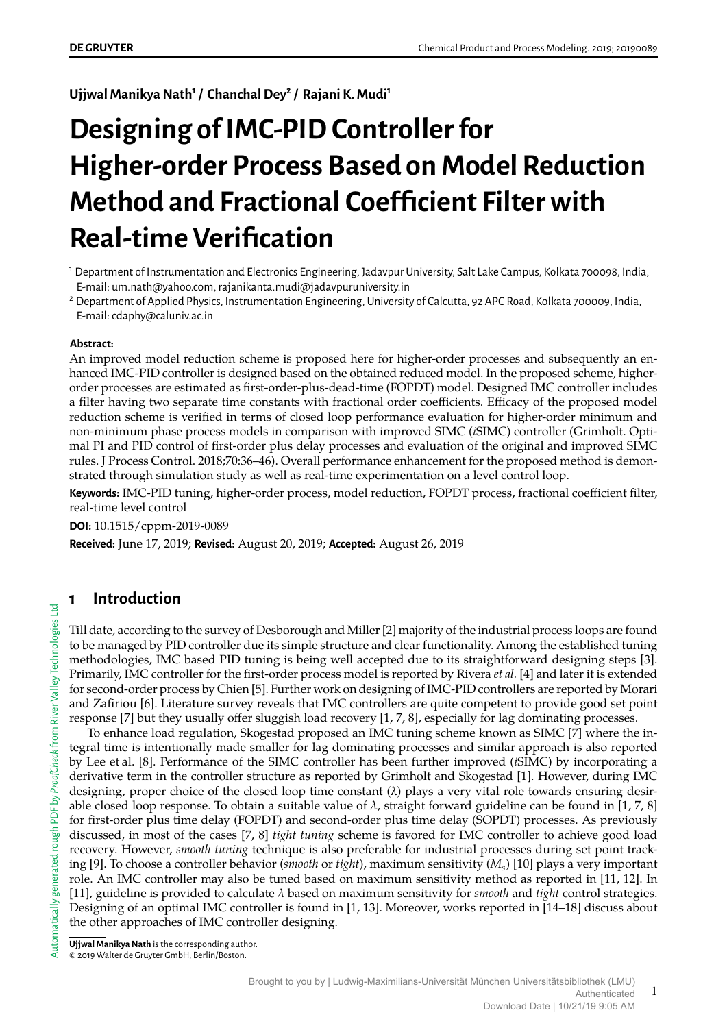Ujjwal Manikya Nath[1] / Chanchal Dey[2] / Rajani K. Mudi[1]

# Designing of IMC-PID Controller for Higher-order Process Based on Model Reduction Method and Fractional Coefficient Filter with Real-time Verification

[1] Department of Instrumentation and Electronics Engineering, Jadavpur University, Salt Lake Campus, Kolkata 700098, India, E-mail: um.nath@yahoo.com, rajanikanta.mudi@jadavpuruniversity.in

[2] Department of Applied Physics, Instrumentation Engineering, University of Calcutta, 92 APC Road, Kolkata 700009, India, E-mail: cdaphy@caluniv.ac.in

**Abstract:**

An improved model reduction scheme is proposed here for higher-order processes and subsequently an enhanced IMC-PID controller is designed based on the obtained reduced model. In the proposed scheme, higher-order processes are estimated as first-order-plus-dead-time (FOPDT) model. Designed IMC controller includes a filter having two separate time constants with fractional order coefficients. Efficacy of the proposed model reduction scheme is verified in terms of closed loop performance evaluation for higher-order minimum and non-minimum phase process models in comparison with improved SIMC (*i*SIMC) controller (Grimholt. Optimal PI and PID control of first-order plus delay processes and evaluation of the original and improved SIMC rules. J Process Control. 2018;70:36–46). Overall performance enhancement for the proposed method is demonstrated through simulation study as well as real-time experimentation on a level control loop.

**Keywords:** IMC-PID tuning, higher-order process, model reduction, FOPDT process, fractional coefficient filter, real-time level control

**DOI:** 10.1515/cppm-2019-0089

**Received:** June 17, 2019; **Revised:** August 20, 2019; **Accepted:** August 26, 2019

## 1 Introduction

Till date, according to the survey of Desborough and Miller [2] majority of the industrial process loops are found to be managed by PID controller due its simple structure and clear functionality. Among the established tuning methodologies, IMC based PID tuning is being well accepted due to its straightforward designing steps [3]. Primarily, IMC controller for the first-order process model is reported by Rivera *et al.* [4] and later it is extended for second-order process by Chien [5]. Further work on designing of IMC-PID controllers are reported by Morari and Zafiriou [6]. Literature survey reveals that IMC controllers are quite competent to provide good set point response [7] but they usually offer sluggish load recovery [1, 7, 8], especially for lag dominating processes.

To enhance load regulation, Skogestad proposed an IMC tuning scheme known as SIMC [7] where the integral time is intentionally made smaller for lag dominating processes and similar approach is also reported by Lee et al. [8]. Performance of the SIMC controller has been further improved (*i*SIMC) by incorporating a derivative term in the controller structure as reported by Grimholt and Skogestad [1]. However, during IMC designing, proper choice of the closed loop time constant (λ) plays a very vital role towards ensuring desirable closed loop response. To obtain a suitable value of $\lambda$, straight forward guideline can be found in [1, 7, 8] for first-order plus time delay (FOPDT) and second-order plus time delay (SOPDT) processes. As previously discussed, in most of the cases [7, 8] *tight tuning* scheme is favored for IMC controller to achieve good load recovery. However, *smooth tuning* technique is also preferable for industrial processes during set point tracking [9]. To choose a controller behavior (*smooth* or *tight*), maximum sensitivity ($M_s$) [10] plays a very important role. An IMC controller may also be tuned based on maximum sensitivity method as reported in [11, 12]. In [11], guideline is provided to calculate $\lambda$ based on maximum sensitivity for *smooth* and *tight* control strategies. Designing of an optimal IMC controller is found in [1, 13]. Moreover, works reported in [14–18] discuss about the other approaches of IMC controller designing.

**Ujjwal Manikya Nath** is the corresponding author.
© 2019 Walter de Gruyter GmbH, Berlin/Boston.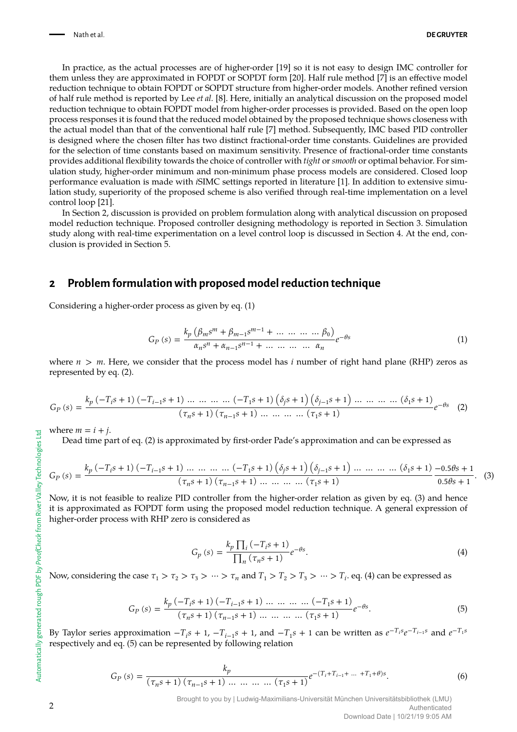In practice, as the actual processes are of higher-order [19] so it is not easy to design IMC controller for them unless they are approximated in FOPDT or SOPDT form [20]. Half rule method [7] is an effective model reduction technique to obtain FOPDT or SOPDT structure from higher-order models. Another refined version of half rule method is reported by Lee *et al.* [8]. Here, initially an analytical discussion on the proposed model reduction technique to obtain FOPDT model from higher-order processes is provided. Based on the open loop process responses it is found that the reduced model obtained by the proposed technique shows closeness with the actual model than that of the conventional half rule [7] method. Subsequently, IMC based PID controller is designed where the chosen filter has two distinct fractional-order time constants. Guidelines are provided for the selection of time constants based on maximum sensitivity. Presence of fractional-order time constants provides additional flexibility towards the choice of controller with *tight* or *smooth* or optimal behavior. For simulation study, higher-order minimum and non-minimum phase process models are considered. Closed loop performance evaluation is made with *i*SIMC settings reported in literature [1]. In addition to extensive simulation study, superiority of the proposed scheme is also verified through real-time implementation on a level control loop [21].

In Section 2, discussion is provided on problem formulation along with analytical discussion on proposed model reduction technique. Proposed controller designing methodology is reported in Section 3. Simulation study along with real-time experimentation on a level control loop is discussed in Section 4. At the end, conclusion is provided in Section 5.

## 2 Problem formulation with proposed model reduction technique

Considering a higher-order process as given by eq. (1)

$$G_P(s) = \frac{k_p\left(\beta_m s^m + \beta_{m-1}s^{m-1} + \dots \dots \dots \dots \beta_0\right)}{\alpha_n s^n + \alpha_{n-1}s^{n-1} + \dots \dots \dots \dots \alpha_n} e^{-\theta s} \tag{1}$$

where $n > m$. Here, we consider that the process model has $i$ number of right hand plane (RHP) zeros as represented by eq. (2).

$$G_P(s) = \frac{k_p(-T_i s+1)(-T_{i-1}s+1)\dots\dots\dots\dots(-T_1 s+1)\left(\delta_j s+1\right)\left(\delta_{j-1}s+1\right)\dots\dots\dots\dots(\delta_1 s+1)}{(\tau_n s+1)(\tau_{n-1}s+1)\dots\dots\dots\dots(\tau_1 s+1)} e^{-\theta s} \tag{2}$$

where $m = i + j$.

Dead time part of eq. (2) is approximated by first-order Pade's approximation and can be expressed as

$$G_P(s) = \frac{k_p(-T_i s+1)(-T_{i-1}s+1)\dots\dots\dots\dots(-T_1 s+1)\left(\delta_j s+1\right)\left(\delta_{j-1}s+1\right)\dots\dots\dots\dots(\delta_1 s+1)}{(\tau_n s+1)(\tau_{n-1}s+1)\dots\dots\dots\dots(\tau_1 s+1)} \frac{-0.5\theta s+1}{0.5\theta s+1}. \tag{3}$$

Now, it is not feasible to realize PID controller from the higher-order relation as given by eq. (3) and hence it is approximated as FOPDT form using the proposed model reduction technique. A general expression of higher-order process with RHP zero is considered as

$$G_p(s) = \frac{k_p \prod_i(-T_i s+1)}{\prod_n(\tau_n s+1)} e^{-\theta s}. \tag{4}$$

Now, considering the case $\tau_1 > \tau_2 > \tau_3 > \cdots > \tau_n$ and $T_1 > T_2 > T_3 > \cdots > T_i$. eq. (4) can be expressed as

$$G_P(s) = \frac{k_p(-T_i s+1)(-T_{i-1}s+1)\dots\dots\dots\dots(-T_1 s+1)}{(\tau_n s+1)(\tau_{n-1}s+1)\dots\dots\dots\dots(\tau_1 s+1)} e^{-\theta s}. \tag{5}$$

By Taylor series approximation $-T_i s + 1$, $-T_{i-1}s + 1$, and $-T_1 s + 1$ can be written as $e^{-T_i s}e^{-T_{i-1}s}$ and $e^{-T_1 s}$ respectively and eq. (5) can be represented by following relation

$$G_P(s) = \frac{k_p}{(\tau_n s+1)(\tau_{n-1}s+1)\dots\dots\dots\dots(\tau_1 s+1)} e^{-(T_i + T_{i-1} + \dots + T_1 + \theta)s}. \tag{6}$$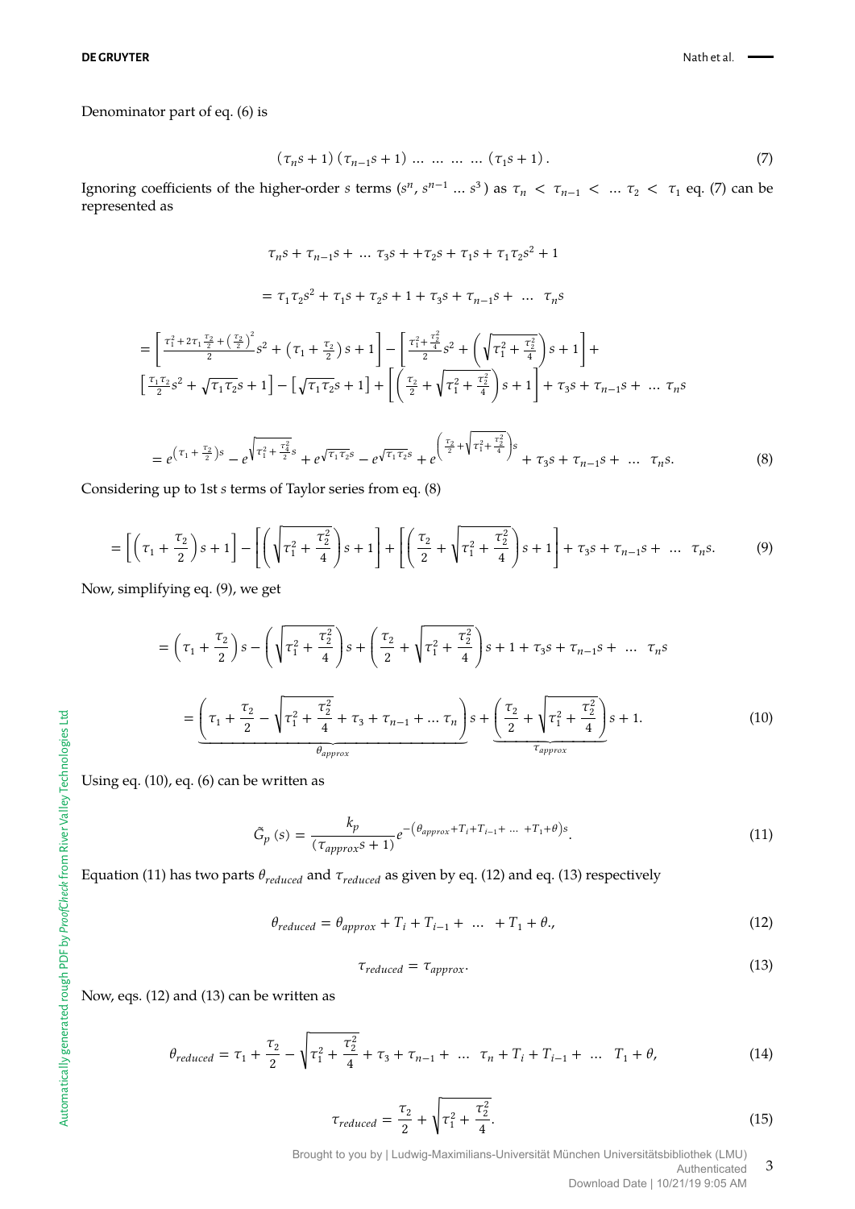Denominator part of eq. (6) is

$$(\tau_n s + 1)(\tau_{n-1} s + 1) \ \ldots \ \ldots \ \ldots \ \ldots \ (\tau_1 s + 1). \tag{7}$$

Ignoring coefficients of the higher-order $s$ terms ($s^n, s^{n-1} \ldots s^3$) as $\tau_n < \tau_{n-1} < \ldots \tau_2 < \tau_1$ eq. (7) can be represented as

$$\tau_n s + \tau_{n-1} s + \ldots \tau_3 s + +\tau_2 s + \tau_1 s + \tau_1 \tau_2 s^2 + 1$$

$$= \tau_1 \tau_2 s^2 + \tau_1 s + \tau_2 s + 1 + \tau_3 s + \tau_{n-1} s + \ \ldots \ \tau_n s$$

$$= \left[ \frac{\tau_1^2 + 2\tau_1 \frac{\tau_2}{2} + \left(\frac{\tau_2}{2}\right)^2}{2} s^2 + \left(\tau_1 + \frac{\tau_2}{2}\right) s + 1 \right] - \left[ \frac{\tau_1^2 + \frac{\tau_2^2}{4}}{2} s^2 + \left( \sqrt{\tau_1^2 + \frac{\tau_2^2}{4}} \right) s + 1 \right] +$$
$$\left[ \frac{\tau_1 \tau_2}{2} s^2 + \sqrt{\tau_1 \tau_2} s + 1 \right] - \left[ \sqrt{\tau_1 \tau_2} s + 1 \right] + \left[ \left( \frac{\tau_2}{2} + \sqrt{\tau_1^2 + \frac{\tau_2^2}{4}} \right) s + 1 \right] + \tau_3 s + \tau_{n-1} s + \ \ldots \ \tau_n s$$

$$= e^{\left(\tau_1 + \frac{\tau_2}{2}\right)s} - e^{\sqrt{\tau_1^2 + \frac{\tau_2^2}{4}} s} + e^{\sqrt{\tau_1 \tau_2} s} - e^{\sqrt{\tau_1 \tau_2} s} + e^{\left( \frac{\tau_2}{2} + \sqrt{\tau_1^2 + \frac{\tau_2^2}{4}} \right) s} + \tau_3 s + \tau_{n-1} s + \ \ldots \ \tau_n s. \tag{8}$$

Considering up to 1st $s$ terms of Taylor series from eq. (8)

$$= \left[ \left(\tau_1 + \frac{\tau_2}{2}\right) s + 1 \right] - \left[ \left( \sqrt{\tau_1^2 + \frac{\tau_2^2}{4}} \right) s + 1 \right] + \left[ \left( \frac{\tau_2}{2} + \sqrt{\tau_1^2 + \frac{\tau_2^2}{4}} \right) s + 1 \right] + \tau_3 s + \tau_{n-1} s + \ \ldots \ \tau_n s. \tag{9}$$

Now, simplifying eq. (9), we get

$$= \left(\tau_1 + \frac{\tau_2}{2}\right) s - \left( \sqrt{\tau_1^2 + \frac{\tau_2^2}{4}} \right) s + \left( \frac{\tau_2}{2} + \sqrt{\tau_1^2 + \frac{\tau_2^2}{4}} \right) s + 1 + \tau_3 s + \tau_{n-1} s + \ \ldots \ \tau_n s$$

$$= \underbrace{\left( \tau_1 + \frac{\tau_2}{2} - \sqrt{\tau_1^2 + \frac{\tau_2^2}{4}} + \tau_3 + \tau_{n-1} + \ldots \tau_n \right)}_{\theta_{approx}} s + \underbrace{\left( \frac{\tau_2}{2} + \sqrt{\tau_1^2 + \frac{\tau_2^2}{4}} \right)}_{\tau_{approx}} s + 1. \tag{10}$$

Using eq. (10), eq. (6) can be written as

$$\tilde{G}_p(s) = \frac{k_p}{(\tau_{approx} s + 1)} e^{-\left(\theta_{approx} + T_i + T_{i-1} + \ \ldots \ + T_1 + \theta\right)s}. \tag{11}$$

Equation (11) has two parts $\theta_{reduced}$ and $\tau_{reduced}$ as given by eq. (12) and eq. (13) respectively

$$\theta_{reduced} = \theta_{approx} + T_i + T_{i-1} + \ \ldots \ + T_1 + \theta., \tag{12}$$

$$\tau_{reduced} = \tau_{approx}. \tag{13}$$

Now, eqs. (12) and (13) can be written as

$$\theta_{reduced} = \tau_1 + \frac{\tau_2}{2} - \sqrt{\tau_1^2 + \frac{\tau_2^2}{4}} + \tau_3 + \tau_{n-1} + \ \ldots \ \tau_n + T_i + T_{i-1} + \ \ldots \ T_1 + \theta, \tag{14}$$

$$\tau_{reduced} = \frac{\tau_2}{2} + \sqrt{\tau_1^2 + \frac{\tau_2^2}{4}}. \tag{15}$$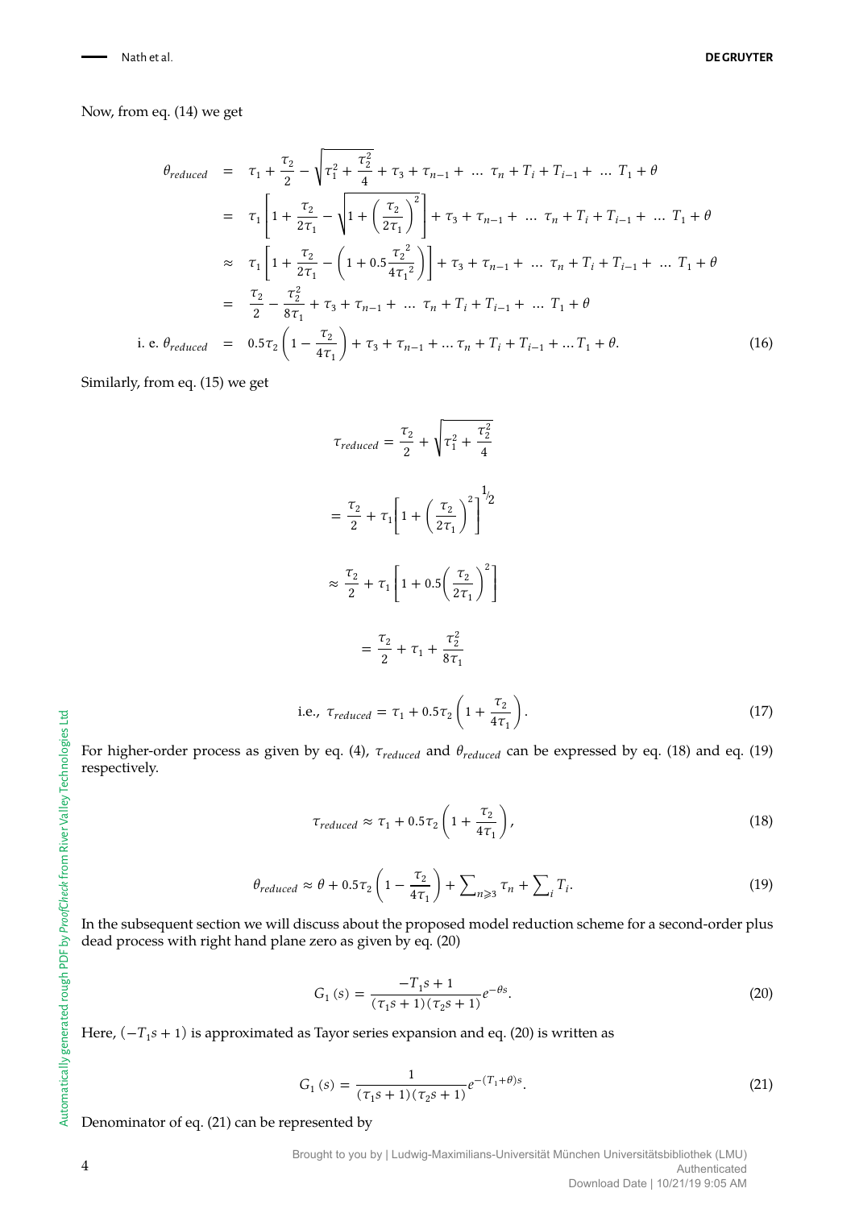Now, from eq. (14) we get

$$
\begin{aligned}
\theta_{reduced} &= \tau_1 + \frac{\tau_2}{2} - \sqrt{\tau_1^2 + \frac{\tau_2^2}{4}} + \tau_3 + \tau_{n-1} + \ \dots\ \tau_n + T_i + T_{i-1} + \ \dots\ T_1 + \theta \\
&= \tau_1 \left[ 1 + \frac{\tau_2}{2\tau_1} - \sqrt{1 + \left(\frac{\tau_2}{2\tau_1}\right)^2} \right] + \tau_3 + \tau_{n-1} + \ \dots\ \tau_n + T_i + T_{i-1} + \ \dots\ T_1 + \theta \\
&\approx \tau_1 \left[ 1 + \frac{\tau_2}{2\tau_1} - \left( 1 + 0.5 \frac{{\tau_2}^2}{4{\tau_1}^2} \right) \right] + \tau_3 + \tau_{n-1} + \ \dots\ \tau_n + T_i + T_{i-1} + \ \dots\ T_1 + \theta \\
&= \frac{\tau_2}{2} - \frac{\tau_2^2}{8\tau_1} + \tau_3 + \tau_{n-1} + \ \dots\ \tau_n + T_i + T_{i-1} + \ \dots\ T_1 + \theta \\
\text{i. e. } \theta_{reduced} &= 0.5\tau_2 \left( 1 - \frac{\tau_2}{4\tau_1} \right) + \tau_3 + \tau_{n-1} + \dots \tau_n + T_i + T_{i-1} + \dots T_1 + \theta. \qquad (16)
\end{aligned}
$$

Similarly, from eq. (15) we get

$$
\tau_{reduced} = \frac{\tau_2}{2} + \sqrt{\tau_1^2 + \frac{\tau_2^2}{4}}
$$

$$
= \frac{\tau_2}{2} + \tau_1 \left[ 1 + \left( \frac{\tau_2}{2\tau_1} \right)^2 \right]^{1/2}
$$

$$
\approx \frac{\tau_2}{2} + \tau_1 \left[ 1 + 0.5 \left( \frac{\tau_2}{2\tau_1} \right)^2 \right]
$$

$$
= \frac{\tau_2}{2} + \tau_1 + \frac{\tau_2^2}{8\tau_1}
$$

$$
\text{i.e., } \tau_{reduced} = \tau_1 + 0.5\tau_2 \left( 1 + \frac{\tau_2}{4\tau_1} \right). \qquad (17)
$$

For higher-order process as given by eq. (4), $\tau_{reduced}$ and $\theta_{reduced}$ can be expressed by eq. (18) and eq. (19) respectively.

$$
\tau_{reduced} \approx \tau_1 + 0.5\tau_2 \left( 1 + \frac{\tau_2}{4\tau_1} \right), \qquad (18)
$$

$$
\theta_{reduced} \approx \theta + 0.5\tau_2 \left( 1 - \frac{\tau_2}{4\tau_1} \right) + \sum\nolimits_{n \geqslant 3} \tau_n + \sum\nolimits_i T_i. \qquad (19)
$$

In the subsequent section we will discuss about the proposed model reduction scheme for a second-order plus dead process with right hand plane zero as given by eq. (20)

$$
G_1(s) = \frac{-T_1 s + 1}{(\tau_1 s + 1)(\tau_2 s + 1)} e^{-\theta s}. \qquad (20)
$$

Here, $(-T_1 s + 1)$ is approximated as Tayor series expansion and eq. (20) is written as

$$
G_1(s) = \frac{1}{(\tau_1 s + 1)(\tau_2 s + 1)} e^{-(T_1 + \theta)s}. \qquad (21)
$$

Denominator of eq. (21) can be represented by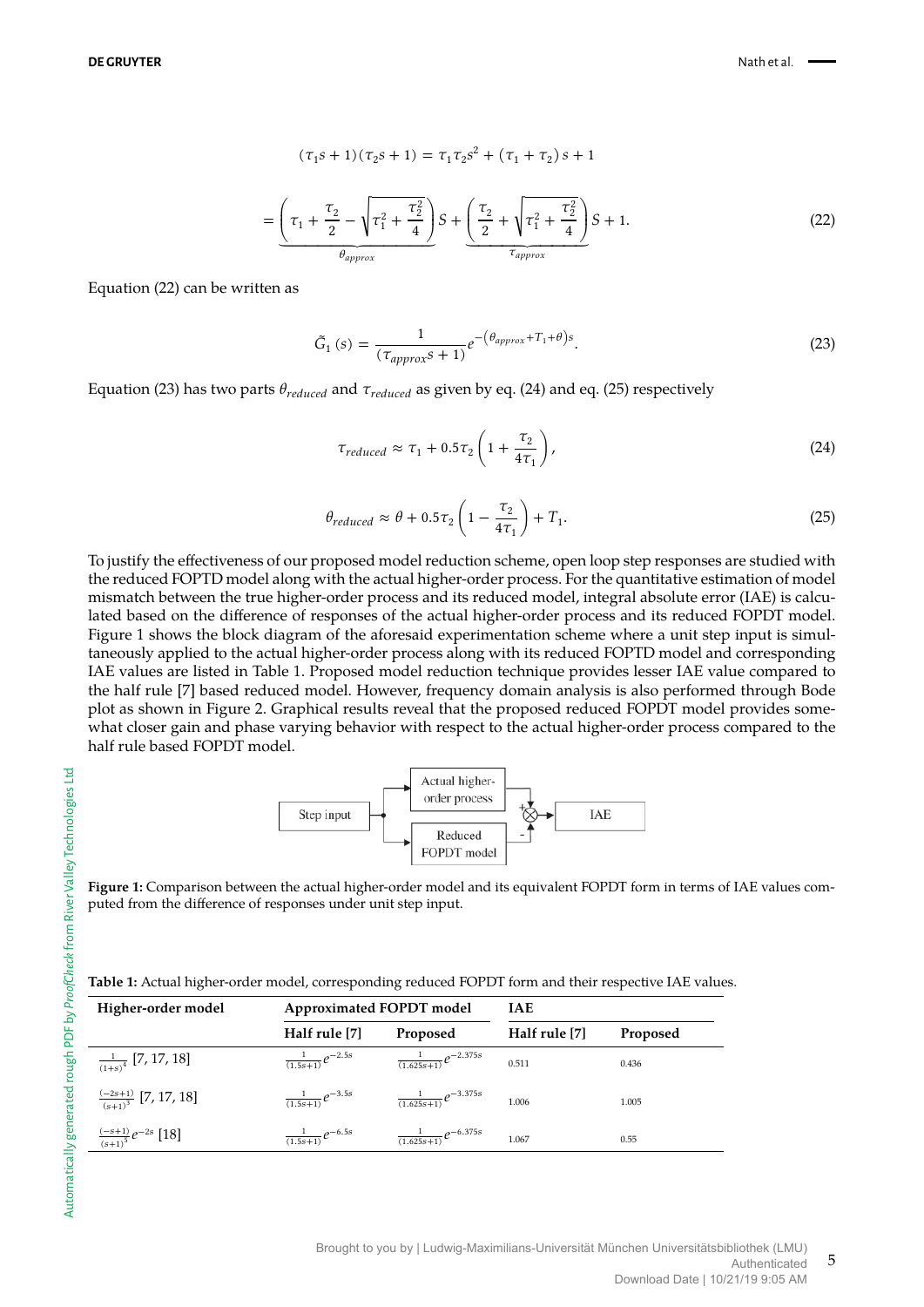$$(\tau_1 s+1)(\tau_2 s+1) = \tau_1\tau_2 s^2 + (\tau_1+\tau_2)\, s + 1$$

$$= \underbrace{\left(\tau_1 + \frac{\tau_2}{2} - \sqrt{\tau_1^2 + \frac{\tau_2^2}{4}}\right)}_{\theta_{approx}} S + \underbrace{\left(\frac{\tau_2}{2} + \sqrt{\tau_1^2 + \frac{\tau_2^2}{4}}\right)}_{\tau_{approx}} S + 1. \tag{22}$$

Equation (22) can be written as

$$\tilde{G}_1(s) = \frac{1}{(\tau_{approx}s+1)} e^{-\left(\theta_{approx}+T_1+\theta\right)s}. \tag{23}$$

Equation (23) has two parts $\theta_{reduced}$ and $\tau_{reduced}$ as given by eq. (24) and eq. (25) respectively

$$\tau_{reduced} \approx \tau_1 + 0.5\tau_2\left(1 + \frac{\tau_2}{4\tau_1}\right), \tag{24}$$

$$\theta_{reduced} \approx \theta + 0.5\tau_2\left(1 - \frac{\tau_2}{4\tau_1}\right) + T_1. \tag{25}$$

To justify the effectiveness of our proposed model reduction scheme, open loop step responses are studied with the reduced FOPTD model along with the actual higher-order process. For the quantitative estimation of model mismatch between the true higher-order process and its reduced model, integral absolute error (IAE) is calculated based on the difference of responses of the actual higher-order process and its reduced FOPDT model. Figure 1 shows the block diagram of the aforesaid experimentation scheme where a unit step input is simultaneously applied to the actual higher-order process along with its reduced FOPTD model and corresponding IAE values are listed in Table 1. Proposed model reduction technique provides lesser IAE value compared to the half rule [7] based reduced model. However, frequency domain analysis is also performed through Bode plot as shown in Figure 2. Graphical results reveal that the proposed reduced FOPDT model provides somewhat closer gain and phase varying behavior with respect to the actual higher-order process compared to the half rule based FOPDT model.

Step input → Actual higher-order process / Reduced FOPDT model → (+/−) → IAE

**Figure 1:** Comparison between the actual higher-order model and its equivalent FOPDT form in terms of IAE values computed from the difference of responses under unit step input.

**Table 1:** Actual higher-order model, corresponding reduced FOPDT form and their respective IAE values.

| Higher-order model | Approximated FOPDT model | | IAE | |
|---|---|---|---|---|
| | Half rule [7] | Proposed | Half rule [7] | Proposed |
| $\frac{1}{(1+s)^4}$ [7, 17, 18] | $\frac{1}{(1.5s+1)}e^{-2.5s}$ | $\frac{1}{(1.625s+1)}e^{-2.375s}$ | 0.511 | 0.436 |
| $\frac{(-2s+1)}{(s+1)^3}$ [7, 17, 18] | $\frac{1}{(1.5s+1)}e^{-3.5s}$ | $\frac{1}{(1.625s+1)}e^{-3.375s}$ | 1.006 | 1.005 |
| $\frac{(-s+1)}{(s+1)^5}e^{-2s}$ [18] | $\frac{1}{(1.5s+1)}e^{-6.5s}$ | $\frac{1}{(1.625s+1)}e^{-6.375s}$ | 1.067 | 0.55 |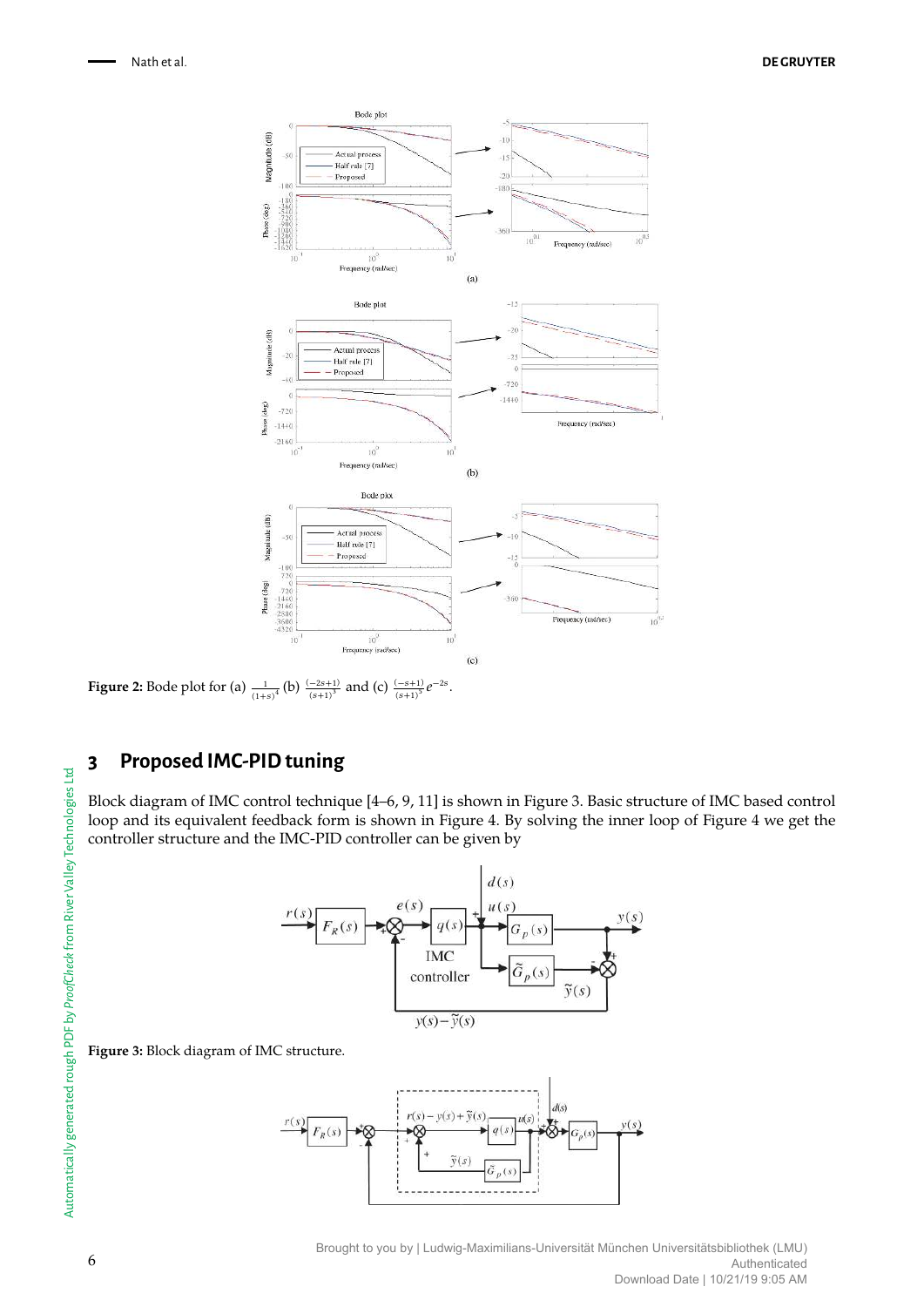**Figure 2:** Bode plot for (a) $\frac{1}{(1+s)^4}$ (b) $\frac{(-2s+1)}{(s+1)^3}$ and (c) $\frac{(-s+1)}{(s+1)^3}e^{-2s}$.

## 3 Proposed IMC-PID tuning

Block diagram of IMC control technique [4–6, 9, 11] is shown in Figure 3. Basic structure of IMC based control loop and its equivalent feedback form is shown in Figure 4. By solving the inner loop of Figure 4 we get the controller structure and the IMC-PID controller can be given by

**Figure 3:** Block diagram of IMC structure.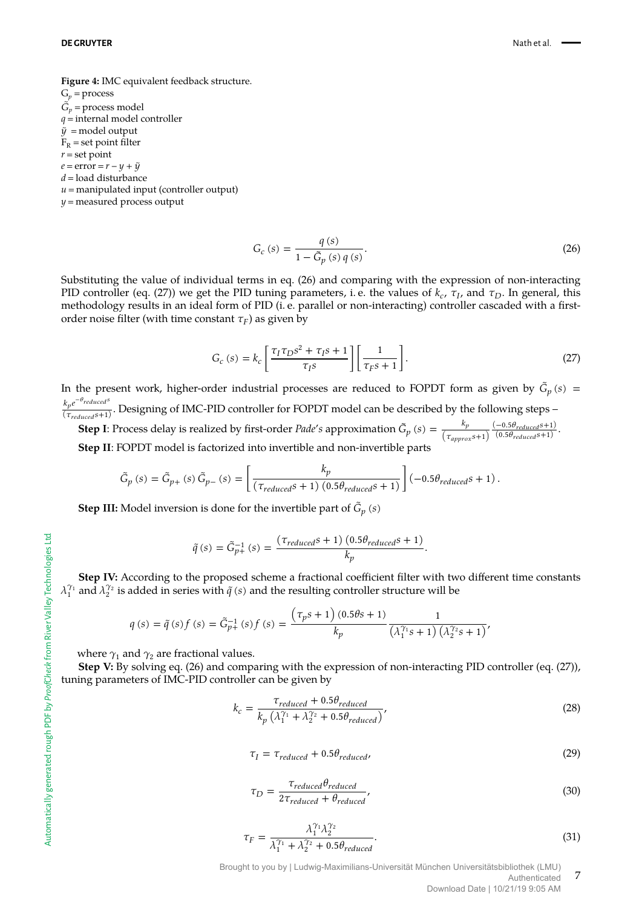**Figure 4:** IMC equivalent feedback structure.
$G_p$ = process
$\tilde{G}_p$ = process model
$q$ = internal model controller
$\tilde{y}$ = model output
$F_R$ = set point filter
$r$ = set point
$e$ = error = $r - y + \tilde{y}$
$d$ = load disturbance
$u$ = manipulated input (controller output)
$y$ = measured process output

$$G_c(s) = \frac{q(s)}{1 - \tilde{G}_p(s)\, q(s)}. \tag{26}$$

Substituting the value of individual terms in eq. (26) and comparing with the expression of non-interacting PID controller (eq. (27)) we get the PID tuning parameters, i. e. the values of $k_c$, $\tau_I$, and $\tau_D$. In general, this methodology results in an ideal form of PID (i. e. parallel or non-interacting) controller cascaded with a first-order noise filter (with time constant $\tau_F$) as given by

$$G_c(s) = k_c \left[ \frac{\tau_I \tau_D s^2 + \tau_I s + 1}{\tau_I s} \right] \left[ \frac{1}{\tau_F s + 1} \right]. \tag{27}$$

In the present work, higher-order industrial processes are reduced to FOPDT form as given by $\tilde{G}_p(s) = \frac{k_p e^{-\theta_{reduced} s}}{(\tau_{reduced} s + 1)}$. Designing of IMC-PID controller for FOPDT model can be described by the following steps –

**Step I**: Process delay is realized by first-order *Pade's* approximation $\tilde{G}_p(s) = \frac{k_p}{(\tau_{approx} s + 1)} \frac{(-0.5\theta_{reduced} s + 1)}{(0.5\theta_{reduced} s + 1)}$.

**Step II**: FOPDT model is factorized into invertible and non-invertible parts

$$\tilde{G}_p(s) = \tilde{G}_{p+}(s)\, \tilde{G}_{p-}(s) = \left[ \frac{k_p}{(\tau_{reduced} s + 1)(0.5\theta_{reduced} s + 1)} \right] (-0.5\theta_{reduced} s + 1).$$

**Step III:** Model inversion is done for the invertible part of $\tilde{G}_p(s)$

$$\tilde{q}(s) = \tilde{G}_{p+}^{-1}(s) = \frac{(\tau_{reduced} s + 1)(0.5\theta_{reduced} s + 1)}{k_p}.$$

**Step IV:** According to the proposed scheme a fractional coefficient filter with two different time constants $\lambda_1^{\gamma_1}$ and $\lambda_2^{\gamma_2}$ is added in series with $\tilde{q}(s)$ and the resulting controller structure will be

$$q(s) = \tilde{q}(s) f(s) = \tilde{G}_{p+}^{-1}(s) f(s) = \frac{\left(\tau_p s + 1\right)(0.5\theta s + 1)}{k_p} \frac{1}{\left(\lambda_1^{\gamma_1} s + 1\right)\left(\lambda_2^{\gamma_2} s + 1\right)},$$

where $\gamma_1$ and $\gamma_2$ are fractional values.

**Step V:** By solving eq. (26) and comparing with the expression of non-interacting PID controller (eq. (27)), tuning parameters of IMC-PID controller can be given by

$$k_c = \frac{\tau_{reduced} + 0.5\theta_{reduced}}{k_p \left(\lambda_1^{\gamma_1} + \lambda_2^{\gamma_2} + 0.5\theta_{reduced}\right)}, \tag{28}$$

$$\tau_I = \tau_{reduced} + 0.5\theta_{reduced}, \tag{29}$$

$$\tau_D = \frac{\tau_{reduced}\theta_{reduced}}{2\tau_{reduced} + \theta_{reduced}}, \tag{30}$$

$$\tau_F = \frac{\lambda_1^{\gamma_1} \lambda_2^{\gamma_2}}{\lambda_1^{\gamma_1} + \lambda_2^{\gamma_2} + 0.5\theta_{reduced}}. \tag{31}$$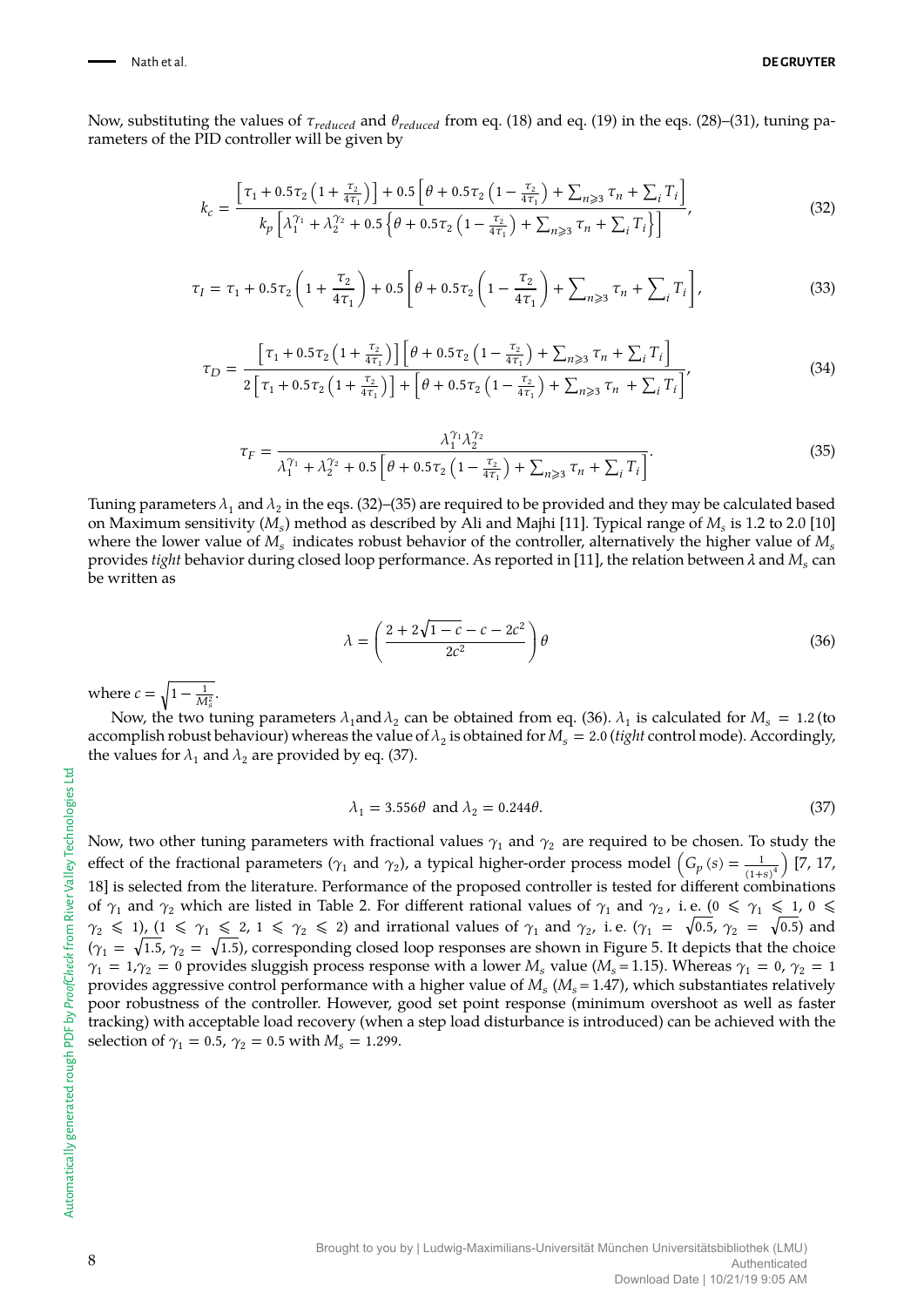Now, substituting the values of $\tau_{reduced}$ and $\theta_{reduced}$ from eq. (18) and eq. (19) in the eqs. (28)–(31), tuning parameters of the PID controller will be given by

$$k_c = \frac{\left[\tau_1 + 0.5\tau_2\left(1 + \frac{\tau_2}{4\tau_1}\right)\right] + 0.5\left[\theta + 0.5\tau_2\left(1 - \frac{\tau_2}{4\tau_1}\right) + \sum_{n\geqslant 3}\tau_n + \sum_i T_i\right]}{k_p\left[\lambda_1^{\gamma_1} + \lambda_2^{\gamma_2} + 0.5\left\{\theta + 0.5\tau_2\left(1 - \frac{\tau_2}{4\tau_1}\right) + \sum_{n\geqslant 3}\tau_n + \sum_i T_i\right\}\right]}, \tag{32}$$

$$\tau_I = \tau_1 + 0.5\tau_2\left(1 + \frac{\tau_2}{4\tau_1}\right) + 0.5\left[\theta + 0.5\tau_2\left(1 - \frac{\tau_2}{4\tau_1}\right) + \sum_{n\geqslant 3}\tau_n + \sum_i T_i\right], \tag{33}$$

$$\tau_D = \frac{\left[\tau_1 + 0.5\tau_2\left(1 + \frac{\tau_2}{4\tau_1}\right)\right]\left[\theta + 0.5\tau_2\left(1 - \frac{\tau_2}{4\tau_1}\right) + \sum_{n\geqslant 3}\tau_n + \sum_i T_i\right]}{2\left[\tau_1 + 0.5\tau_2\left(1 + \frac{\tau_2}{4\tau_1}\right)\right] + \left[\theta + 0.5\tau_2\left(1 - \frac{\tau_2}{4\tau_1}\right) + \sum_{n\geqslant 3}\tau_n + \sum_i T_i\right]}, \tag{34}$$

$$\tau_F = \frac{\lambda_1^{\gamma_1}\lambda_2^{\gamma_2}}{\lambda_1^{\gamma_1} + \lambda_2^{\gamma_2} + 0.5\left[\theta + 0.5\tau_2\left(1 - \frac{\tau_2}{4\tau_1}\right) + \sum_{n\geqslant 3}\tau_n + \sum_i T_i\right]}. \tag{35}$$

Tuning parameters $\lambda_1$ and $\lambda_2$ in the eqs. (32)–(35) are required to be provided and they may be calculated based on Maximum sensitivity ($M_s$) method as described by Ali and Majhi [11]. Typical range of $M_s$ is 1.2 to 2.0 [10] where the lower value of $M_s$ indicates robust behavior of the controller, alternatively the higher value of $M_s$ provides *tight* behavior during closed loop performance. As reported in [11], the relation between $\lambda$ and $M_s$ can be written as

$$\lambda = \left(\frac{2 + 2\sqrt{1-c} - c - 2c^2}{2c^2}\right)\theta \tag{36}$$

where $c = \sqrt{1 - \frac{1}{M_s^2}}$.

Now, the two tuning parameters $\lambda_1$ and $\lambda_2$ can be obtained from eq. (36). $\lambda_1$ is calculated for $M_s = 1.2$ (to accomplish robust behaviour) whereas the value of $\lambda_2$ is obtained for $M_s = 2.0$ (*tight* control mode). Accordingly, the values for $\lambda_1$ and $\lambda_2$ are provided by eq. (37).

$$\lambda_1 = 3.556\theta \text{ and } \lambda_2 = 0.244\theta. \tag{37}$$

Now, two other tuning parameters with fractional values $\gamma_1$ and $\gamma_2$ are required to be chosen. To study the effect of the fractional parameters ($\gamma_1$ and $\gamma_2$), a typical higher-order process model $\left(G_p(s) = \frac{1}{(1+s)^4}\right)$ [7, 17, 18] is selected from the literature. Performance of the proposed controller is tested for different combinations of $\gamma_1$ and $\gamma_2$ which are listed in Table 2. For different rational values of $\gamma_1$ and $\gamma_2$, i. e. ($0 \leqslant \gamma_1 \leqslant 1$, $0 \leqslant \gamma_2 \leqslant 1$), ($1 \leqslant \gamma_1 \leqslant 2$, $1 \leqslant \gamma_2 \leqslant 2$) and irrational values of $\gamma_1$ and $\gamma_2$, i. e. ($\gamma_1 = \sqrt{0.5}$, $\gamma_2 = \sqrt{0.5}$) and ($\gamma_1 = \sqrt{1.5}$, $\gamma_2 = \sqrt{1.5}$), corresponding closed loop responses are shown in Figure 5. It depicts that the choice $\gamma_1 = 1$, $\gamma_2 = 0$ provides sluggish process response with a lower $M_s$ value ($M_s = 1.15$). Whereas $\gamma_1 = 0$, $\gamma_2 = 1$ provides aggressive control performance with a higher value of $M_s$ ($M_s = 1.47$), which substantiates relatively poor robustness of the controller. However, good set point response (minimum overshoot as well as faster tracking) with acceptable load recovery (when a step load disturbance is introduced) can be achieved with the selection of $\gamma_1 = 0.5$, $\gamma_2 = 0.5$ with $M_s = 1.299$.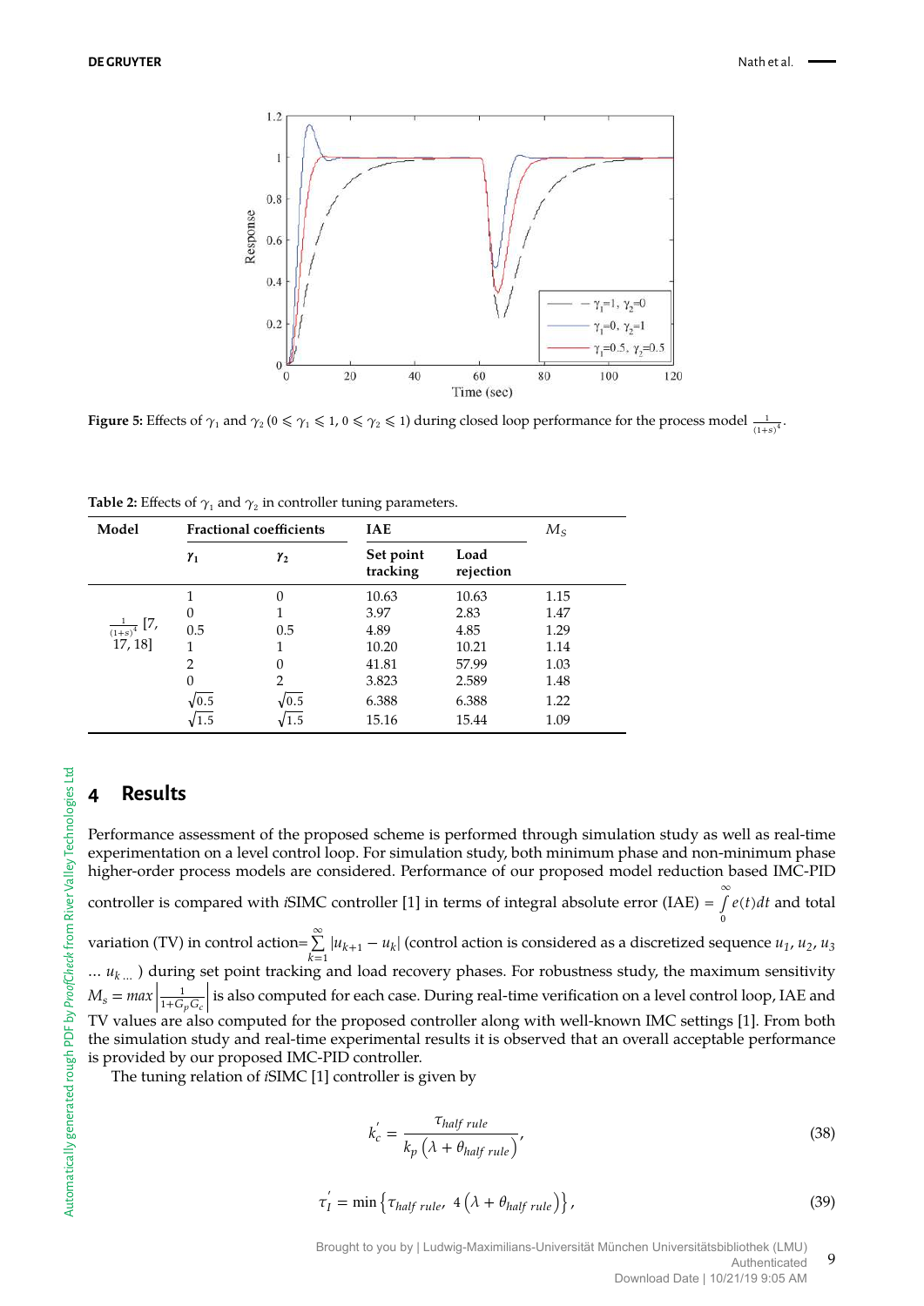**Figure 5:** Effects of $\gamma_1$ and $\gamma_2$ $(0 \leqslant \gamma_1 \leqslant 1, 0 \leqslant \gamma_2 \leqslant 1)$ during closed loop performance for the process model $\frac{1}{(1+s)^4}$.

**Table 2:** Effects of $\gamma_1$ and $\gamma_2$ in controller tuning parameters.

| Model | Fractional coefficients | | IAE | | $M_S$ |
|---|---|---|---|---|---|
| | $\gamma_1$ | $\gamma_2$ | Set point tracking | Load rejection | |
| $\frac{1}{(1+s)^4}$ [7, 17, 18] | 1 | 0 | 10.63 | 10.63 | 1.15 |
| | 0 | 1 | 3.97 | 2.83 | 1.47 |
| | 0.5 | 0.5 | 4.89 | 4.85 | 1.29 |
| | 1 | 1 | 10.20 | 10.21 | 1.14 |
| | 2 | 0 | 41.81 | 57.99 | 1.03 |
| | 0 | 2 | 3.823 | 2.589 | 1.48 |
| | $\sqrt{0.5}$ | $\sqrt{0.5}$ | 6.388 | 6.388 | 1.22 |
| | $\sqrt{1.5}$ | $\sqrt{1.5}$ | 15.16 | 15.44 | 1.09 |

## 4 Results

Performance assessment of the proposed scheme is performed through simulation study as well as real-time experimentation on a level control loop. For simulation study, both minimum phase and non-minimum phase higher-order process models are considered. Performance of our proposed model reduction based IMC-PID controller is compared with *i*SIMC controller [1] in terms of integral absolute error (IAE) $= \int_0^\infty e(t)dt$ and total variation (TV) in control action$=\sum_{k=1}^{\infty} |u_{k+1} - u_k|$ (control action is considered as a discretized sequence $u_1$, $u_2$, $u_3$ ... $u_{k\,...}$ ) during set point tracking and load recovery phases. For robustness study, the maximum sensitivity $M_s = max\left|\frac{1}{1+G_pG_c}\right|$ is also computed for each case. During real-time verification on a level control loop, IAE and TV values are also computed for the proposed controller along with well-known IMC settings [1]. From both the simulation study and real-time experimental results it is observed that an overall acceptable performance is provided by our proposed IMC-PID controller.

The tuning relation of *i*SIMC [1] controller is given by

$$k_c' = \frac{\tau_{half\ rule}}{k_p\left(\lambda + \theta_{half\ rule}\right)}, \tag{38}$$

$$\tau_I' = \min\left\{\tau_{half\ rule},\ 4\left(\lambda + \theta_{half\ rule}\right)\right\}, \tag{39}$$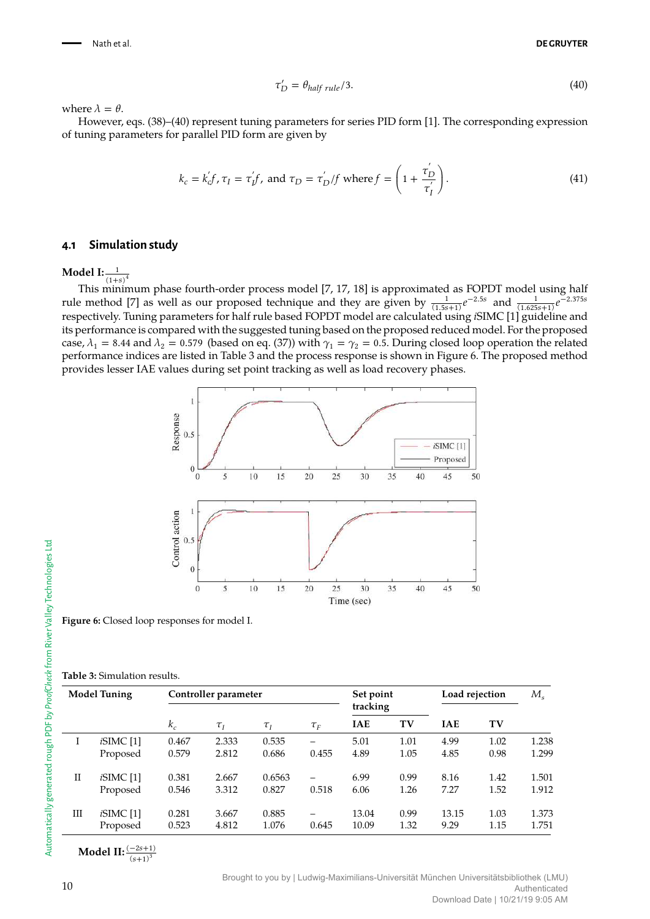$$\tau_D' = \theta_{half\ rule}/3. \tag{40}$$

where $\lambda = \theta$.

However, eqs. (38)–(40) represent tuning parameters for series PID form [1]. The corresponding expression of tuning parameters for parallel PID form are given by

$$k_c = k_c' f, \tau_I = \tau_I' f, \text{ and } \tau_D = \tau_D'/f \text{ where } f = \left(1 + \frac{\tau_D'}{\tau_I'}\right). \tag{41}$$

### 4.1 Simulation study

**Model I:** $\frac{1}{(1+s)^4}$

This minimum phase fourth-order process model [7, 17, 18] is approximated as FOPDT model using half rule method [7] as well as our proposed technique and they are given by $\frac{1}{(1.5s+1)}e^{-2.5s}$ and $\frac{1}{(1.625s+1)}e^{-2.375s}$ respectively. Tuning parameters for half rule based FOPDT model are calculated using *i*SIMC [1] guideline and its performance is compared with the suggested tuning based on the proposed reduced model. For the proposed case, $\lambda_1 = 8.44$ and $\lambda_2 = 0.579$ (based on eq. (37)) with $\gamma_1 = \gamma_2 = 0.5$. During closed loop operation the related performance indices are listed in Table 3 and the process response is shown in Figure 6. The proposed method provides lesser IAE values during set point tracking as well as load recovery phases.

**Figure 6:** Closed loop responses for model I.

**Table 3:** Simulation results.

| Model | Tuning | Controller parameter | | | | Set point tracking | | Load rejection | | $M_s$ |
|---|---|---|---|---|---|---|---|---|---|---|
| | | $k_c$ | $\tau_I$ | $\tau_I$ | $\tau_F$ | IAE | TV | IAE | TV | |
| I | *i*SIMC [1] | 0.467 | 2.333 | 0.535 | – | 5.01 | 1.01 | 4.99 | 1.02 | 1.238 |
| | Proposed | 0.579 | 2.812 | 0.686 | 0.455 | 4.89 | 1.05 | 4.85 | 0.98 | 1.299 |
| II | *i*SIMC [1] | 0.381 | 2.667 | 0.6563 | – | 6.99 | 0.99 | 8.16 | 1.42 | 1.501 |
| | Proposed | 0.546 | 3.312 | 0.827 | 0.518 | 6.06 | 1.26 | 7.27 | 1.52 | 1.912 |
| III | *i*SIMC [1] | 0.281 | 3.667 | 0.885 | – | 13.04 | 0.99 | 13.15 | 1.03 | 1.373 |
| | Proposed | 0.523 | 4.812 | 1.076 | 0.645 | 10.09 | 1.32 | 9.29 | 1.15 | 1.751 |

**Model II:** $\frac{(-2s+1)}{(s+1)^3}$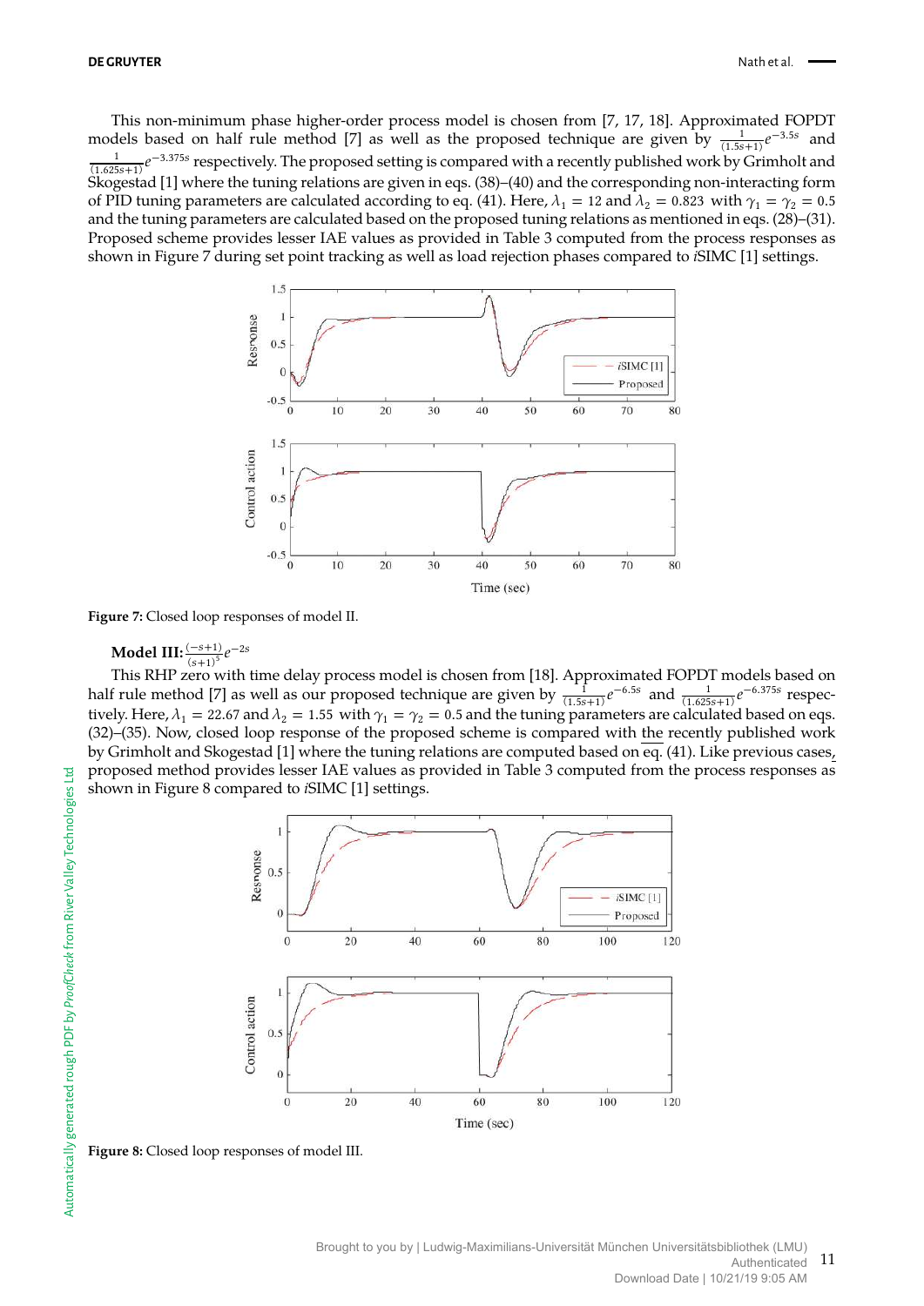This non-minimum phase higher-order process model is chosen from [7, 17, 18]. Approximated FOPDT models based on half rule method [7] as well as the proposed technique are given by $\frac{1}{(1.5s+1)}e^{-3.5s}$ and $\frac{1}{(1.625s+1)}e^{-3.375s}$ respectively. The proposed setting is compared with a recently published work by Grimholt and Skogestad [1] where the tuning relations are given in eqs. (38)–(40) and the corresponding non-interacting form of PID tuning parameters are calculated according to eq. (41). Here, $\lambda_1 = 12$ and $\lambda_2 = 0.823$ with $\gamma_1 = \gamma_2 = 0.5$ and the tuning parameters are calculated based on the proposed tuning relations as mentioned in eqs. (28)–(31). Proposed scheme provides lesser IAE values as provided in Table 3 computed from the process responses as shown in Figure 7 during set point tracking as well as load rejection phases compared to *i*SIMC [1] settings.

**Figure 7:** Closed loop responses of model II.

**Model III:** $\frac{(-s+1)}{(s+1)^5}e^{-2s}$

This RHP zero with time delay process model is chosen from [18]. Approximated FOPDT models based on half rule method [7] as well as our proposed technique are given by $\frac{1}{(1.5s+1)}e^{-6.5s}$ and $\frac{1}{(1.625s+1)}e^{-6.375s}$ respectively. Here, $\lambda_1 = 22.67$ and $\lambda_2 = 1.55$ with $\gamma_1 = \gamma_2 = 0.5$ and the tuning parameters are calculated based on eqs. (32)–(35). Now, closed loop response of the proposed scheme is compared with the recently published work by Grimholt and Skogestad [1] where the tuning relations are computed based on eq. (41). Like previous cases, proposed method provides lesser IAE values as provided in Table 3 computed from the process responses as shown in Figure 8 compared to *i*SIMC [1] settings.

**Figure 8:** Closed loop responses of model III.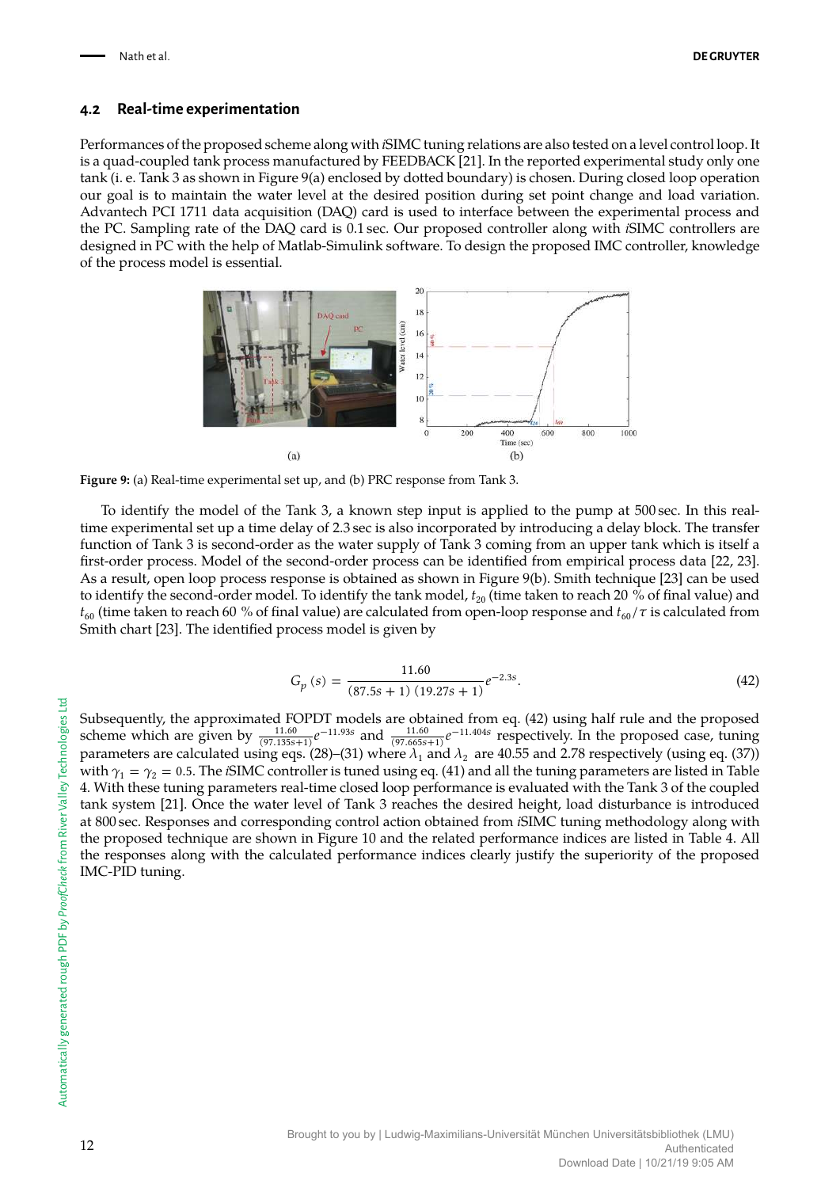### 4.2 Real-time experimentation

Performances of the proposed scheme along with *i*SIMC tuning relations are also tested on a level control loop. It is a quad-coupled tank process manufactured by FEEDBACK [21]. In the reported experimental study only one tank (i. e. Tank 3 as shown in Figure 9(a) enclosed by dotted boundary) is chosen. During closed loop operation our goal is to maintain the water level at the desired position during set point change and load variation. Advantech PCI 1711 data acquisition (DAQ) card is used to interface between the experimental process and the PC. Sampling rate of the DAQ card is 0.1 sec. Our proposed controller along with *i*SIMC controllers are designed in PC with the help of Matlab-Simulink software. To design the proposed IMC controller, knowledge of the process model is essential.

**Figure 9:** (a) Real-time experimental set up, and (b) PRC response from Tank 3.

To identify the model of the Tank 3, a known step input is applied to the pump at 500 sec. In this real-time experimental set up a time delay of 2.3 sec is also incorporated by introducing a delay block. The transfer function of Tank 3 is second-order as the water supply of Tank 3 coming from an upper tank which is itself a first-order process. Model of the second-order process can be identified from empirical process data [22, 23]. As a result, open loop process response is obtained as shown in Figure 9(b). Smith technique [23] can be used to identify the second-order model. To identify the tank model, $t_{20}$ (time taken to reach 20 % of final value) and $t_{60}$ (time taken to reach 60 % of final value) are calculated from open-loop response and $t_{60}/\tau$ is calculated from Smith chart [23]. The identified process model is given by

$$G_p(s) = \frac{11.60}{(87.5s + 1)(19.27s + 1)} e^{-2.3s}. \tag{42}$$

Subsequently, the approximated FOPDT models are obtained from eq. (42) using half rule and the proposed scheme which are given by $\frac{11.60}{(97.135s+1)} e^{-11.93s}$ and $\frac{11.60}{(97.665s+1)} e^{-11.404s}$ respectively. In the proposed case, tuning parameters are calculated using eqs. (28)–(31) where $\lambda_1$ and $\lambda_2$ are 40.55 and 2.78 respectively (using eq. (37)) with $\gamma_1 = \gamma_2 = 0.5$. The *i*SIMC controller is tuned using eq. (41) and all the tuning parameters are listed in Table 4. With these tuning parameters real-time closed loop performance is evaluated with the Tank 3 of the coupled tank system [21]. Once the water level of Tank 3 reaches the desired height, load disturbance is introduced at 800 sec. Responses and corresponding control action obtained from *i*SIMC tuning methodology along with the proposed technique are shown in Figure 10 and the related performance indices are listed in Table 4. All the responses along with the calculated performance indices clearly justify the superiority of the proposed IMC-PID tuning.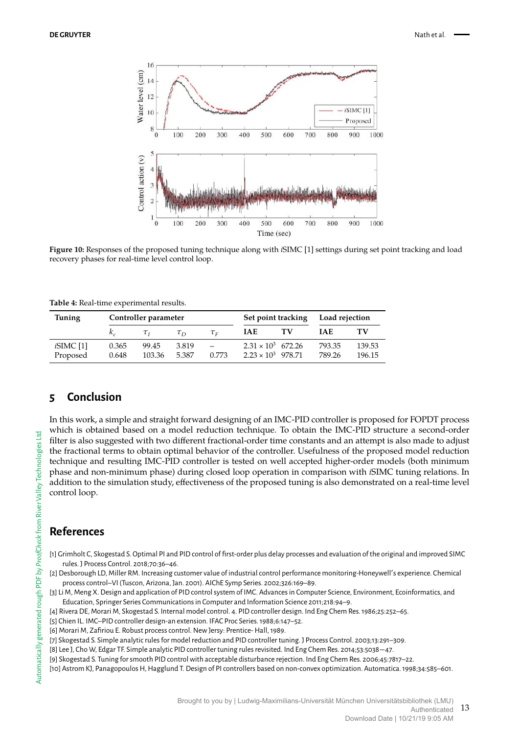**Figure 10:** Responses of the proposed tuning technique along with *i*SIMC [1] settings during set point tracking and load recovery phases for real-time level control loop.

**Table 4:** Real-time experimental results.

| Tuning | Controller parameter | | | | Set point tracking | | Load rejection | |
|---|---|---|---|---|---|---|---|---|
| | $k_c$ | $\tau_I$ | $\tau_D$ | $\tau_F$ | IAE | TV | IAE | TV |
| *i*SIMC [1] | 0.365 | 99.45 | 3.819 | – | $2.31 \times 10^3$ | 672.26 | 793.35 | 139.53 |
| Proposed | 0.648 | 103.36 | 5.387 | 0.773 | $2.23 \times 10^3$ | 978.71 | 789.26 | 196.15 |

## 5 Conclusion

In this work, a simple and straight forward designing of an IMC-PID controller is proposed for FOPDT process which is obtained based on a model reduction technique. To obtain the IMC-PID structure a second-order filter is also suggested with two different fractional-order time constants and an attempt is also made to adjust the fractional terms to obtain optimal behavior of the controller. Usefulness of the proposed model reduction technique and resulting IMC-PID controller is tested on well accepted higher-order models (both minimum phase and non-minimum phase) during closed loop operation in comparison with *i*SIMC tuning relations. In addition to the simulation study, effectiveness of the proposed tuning is also demonstrated on a real-time level control loop.

## References

[1] Grimholt C, Skogestad S. Optimal PI and PID control of first-order plus delay processes and evaluation of the original and improved SIMC rules. J Process Control. 2018;70:36–46.
[2] Desborough LD, Miller RM. Increasing customer value of industrial control performance monitoring-Honeywell's experience. Chemical process control–VI (Tuscon, Arizona, Jan. 2001). AIChE Symp Series. 2002;326:169–89.
[3] Li M, Meng X. Design and application of PID control system of IMC. Advances in Computer Science, Environment, Ecoinformatics, and Education, Springer Series Communications in Computer and Information Science 2011;218:94–9.
[4] Rivera DE, Morari M, Skogestad S. Internal model control. 4. PID controller design. Ind Eng Chem Res. 1986;25:252–65.
[5] Chien IL. IMC–PID controller design-an extension. IFAC Proc Series. 1988;6:147–52.
[6] Morari M, Zafiriou E. Robust process control. New Jersy: Prentice- Hall, 1989.
[7] Skogestad S. Simple analytic rules for model reduction and PID controller tuning. J Process Control. 2003;13:291–309.
[8] Lee J, Cho W, Edgar TF. Simple analytic PID controller tuning rules revisited. Ind Eng Chem Res. 2014;53:5038–47.
[9] Skogestad S. Tuning for smooth PID control with acceptable disturbance rejection. Ind Eng Chem Res. 2006;45:7817–22.
[10] Astrom KJ, Panagopoulos H, Hagglund T. Design of PI controllers based on non-convex optimization. Automatica. 1998;34:585–601.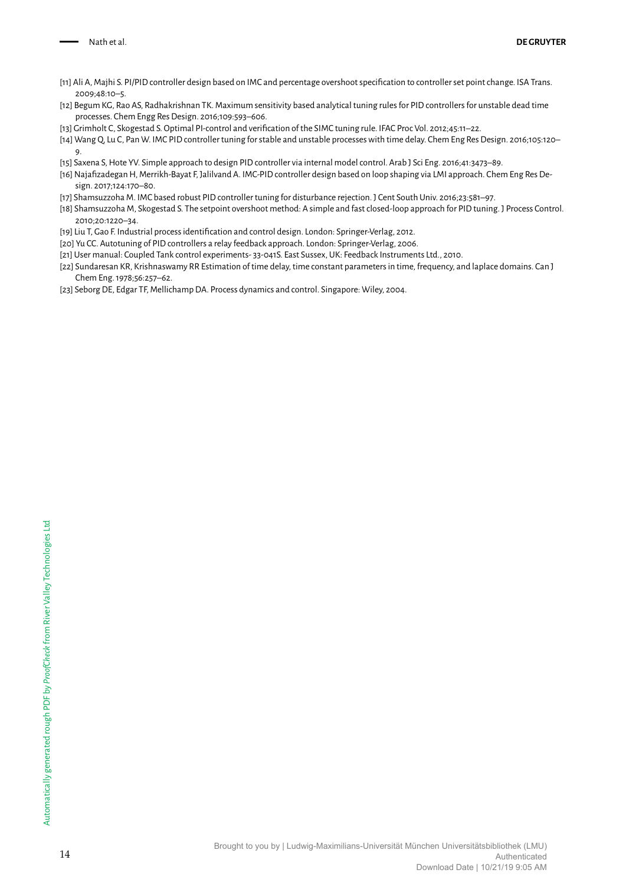[11] Ali A, Majhi S. PI/PID controller design based on IMC and percentage overshoot specification to controller set point change. ISA Trans. 2009;48:10–5.

[12] Begum KG, Rao AS, Radhakrishnan TK. Maximum sensitivity based analytical tuning rules for PID controllers for unstable dead time processes. Chem Engg Res Design. 2016;109:593–606.

[13] Grimholt C, Skogestad S. Optimal PI-control and verification of the SIMC tuning rule. IFAC Proc Vol. 2012;45:11–22.

[14] Wang Q, Lu C, Pan W. IMC PID controller tuning for stable and unstable processes with time delay. Chem Eng Res Design. 2016;105:120–9.

[15] Saxena S, Hote YV. Simple approach to design PID controller via internal model control. Arab J Sci Eng. 2016;41:3473–89.

[16] Najafizadegan H, Merrikh-Bayat F, Jalilvand A. IMC-PID controller design based on loop shaping via LMI approach. Chem Eng Res Design. 2017;124:170–80.

[17] Shamsuzzoha M. IMC based robust PID controller tuning for disturbance rejection. J Cent South Univ. 2016;23:581–97.

[18] Shamsuzzoha M, Skogestad S. The setpoint overshoot method: A simple and fast closed-loop approach for PID tuning. J Process Control. 2010;20:1220–34.

[19] Liu T, Gao F. Industrial process identification and control design. London: Springer-Verlag, 2012.

[20] Yu CC. Autotuning of PID controllers a relay feedback approach. London: Springer-Verlag, 2006.

[21] User manual: Coupled Tank control experiments- 33-041S. East Sussex, UK: Feedback Instruments Ltd., 2010.

[22] Sundaresan KR, Krishnaswamy RR Estimation of time delay, time constant parameters in time, frequency, and laplace domains. Can J Chem Eng. 1978;56:257–62.

[23] Seborg DE, Edgar TF, Mellichamp DA. Process dynamics and control. Singapore: Wiley, 2004.